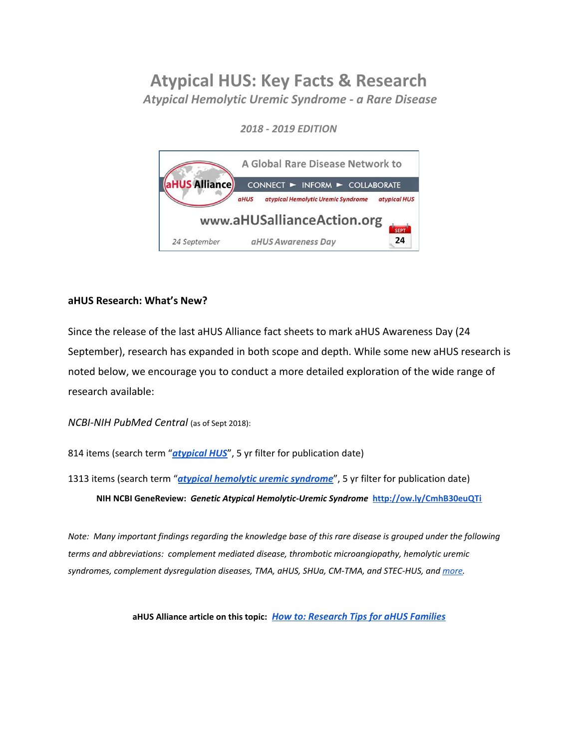# Atypical HUS: Key Facts & Research

## *Atypical Hemolytic Uremic Syndrome - a Rare Disease*

*2018 - 2019 EDITION*

A Global Rare Disease Network to

CONNECT ► INFORM ► COLLABORATE

aHUS Alliance

*aHUS* *atypical Hemolytic Uremic Syndrome* *atypical HUS*

www.aHUSallianceAction.org

24 September *aHUS Awareness Day* SEPT 24

**aHUS Research: What's New?**

Since the release of the last aHUS Alliance fact sheets to mark aHUS Awareness Day (24 September), research has expanded in both scope and depth. While some new aHUS research is noted below, we encourage you to conduct a more detailed exploration of the wide range of research available:

*NCBI-NIH PubMed Central* (as of Sept 2018):

814 items (search term "***atypical HUS***", 5 yr filter for publication date)

1313 items (search term "***atypical hemolytic uremic syndrome***", 5 yr filter for publication date)

**NIH NCBI GeneReview:** ***Genetic Atypical Hemolytic-Uremic Syndrome*** **http://ow.ly/CmhB30euQTi**

*Note: Many important findings regarding the knowledge base of this rare disease is grouped under the following terms and abbreviations: complement mediated disease, thrombotic microangiopathy, hemolytic uremic syndromes, complement dysregulation diseases, TMA, aHUS, SHUa, CM-TMA, and STEC-HUS, and more.*

**aHUS Alliance article on this topic:** ***How to: Research Tips for aHUS Families***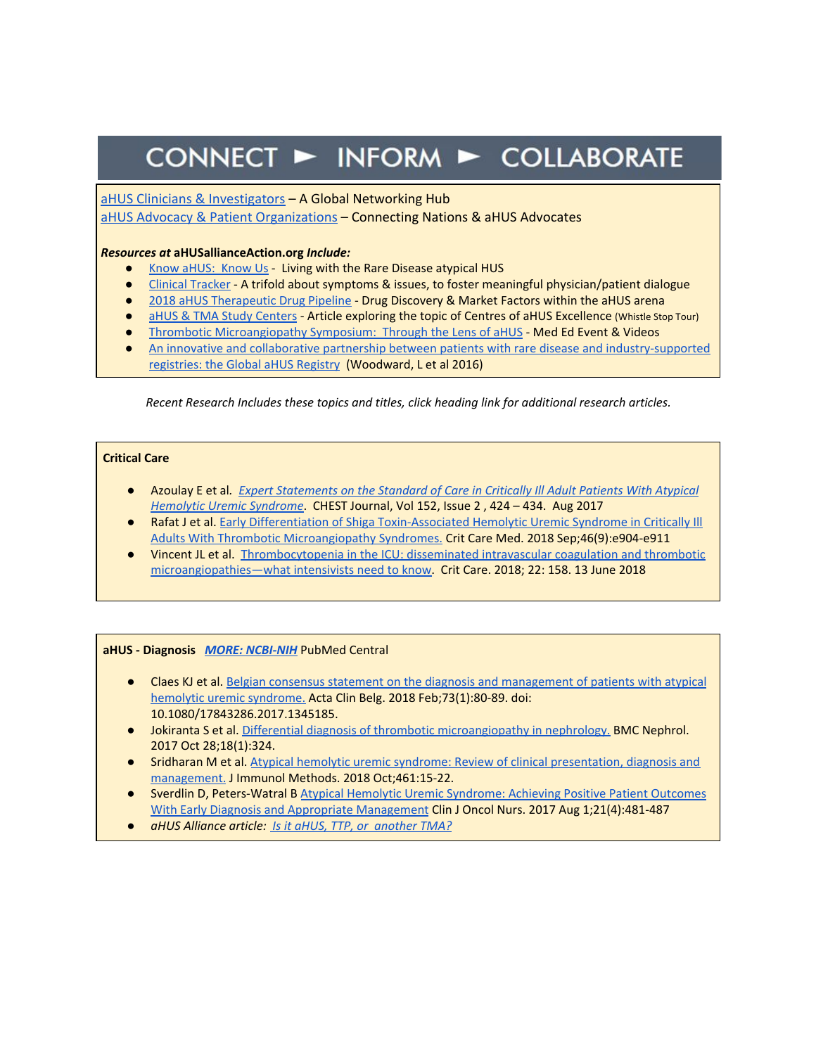# CONNECT ► INFORM ► COLLABORATE

aHUS Clinicians & Investigators – A Global Networking Hub
aHUS Advocacy & Patient Organizations – Connecting Nations & aHUS Advocates

***Resources at* aHUSallianceAction.org *Include:***

- Know aHUS: Know Us - Living with the Rare Disease atypical HUS
- Clinical Tracker - A trifold about symptoms & issues, to foster meaningful physician/patient dialogue
- 2018 aHUS Therapeutic Drug Pipeline - Drug Discovery & Market Factors within the aHUS arena
- aHUS & TMA Study Centers - Article exploring the topic of Centres of aHUS Excellence (Whistle Stop Tour)
- Thrombotic Microangiopathy Symposium: Through the Lens of aHUS - Med Ed Event & Videos
- An innovative and collaborative partnership between patients with rare disease and industry-supported registries: the Global aHUS Registry (Woodward, L et al 2016)

*Recent Research Includes these topics and titles, click heading link for additional research articles.*

**Critical Care**

- Azoulay E et al. *Expert Statements on the Standard of Care in Critically Ill Adult Patients With Atypical Hemolytic Uremic Syndrome*. CHEST Journal, Vol 152, Issue 2 , 424 – 434. Aug 2017
- Rafat J et al. Early Differentiation of Shiga Toxin-Associated Hemolytic Uremic Syndrome in Critically Ill Adults With Thrombotic Microangiopathy Syndromes. Crit Care Med. 2018 Sep;46(9):e904-e911
- Vincent JL et al. Thrombocytopenia in the ICU: disseminated intravascular coagulation and thrombotic microangiopathies—what intensivists need to know. Crit Care. 2018; 22: 158. 13 June 2018

**aHUS - Diagnosis** ***MORE: NCBI-NIH*** PubMed Central

- Claes KJ et al. Belgian consensus statement on the diagnosis and management of patients with atypical hemolytic uremic syndrome. Acta Clin Belg. 2018 Feb;73(1):80-89. doi: 10.1080/17843286.2017.1345185.
- Jokiranta S et al. Differential diagnosis of thrombotic microangiopathy in nephrology. BMC Nephrol. 2017 Oct 28;18(1):324.
- Sridharan M et al. Atypical hemolytic uremic syndrome: Review of clinical presentation, diagnosis and management. J Immunol Methods. 2018 Oct;461:15-22.
- Sverdlin D, Peters-Watral B Atypical Hemolytic Uremic Syndrome: Achieving Positive Patient Outcomes With Early Diagnosis and Appropriate Management Clin J Oncol Nurs. 2017 Aug 1;21(4):481-487
- *aHUS Alliance article: Is it aHUS, TTP, or another TMA?*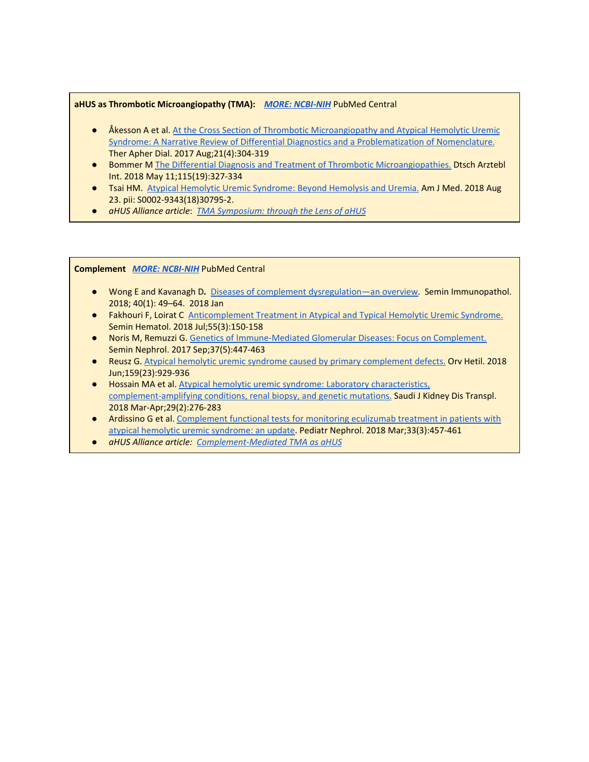**aHUS as Thrombotic Microangiopathy (TMA):** ***MORE: NCBI-NIH*** PubMed Central

- Åkesson A et al. At the Cross Section of Thrombotic Microangiopathy and Atypical Hemolytic Uremic Syndrome: A Narrative Review of Differential Diagnostics and a Problematization of Nomenclature. Ther Apher Dial. 2017 Aug;21(4):304-319
- Bommer M The Differential Diagnosis and Treatment of Thrombotic Microangiopathies. Dtsch Arztebl Int. 2018 May 11;115(19):327-334
- Tsai HM. Atypical Hemolytic Uremic Syndrome: Beyond Hemolysis and Uremia. Am J Med. 2018 Aug 23. pii: S0002-9343(18)30795-2.
- *aHUS Alliance article*: *TMA Symposium: through the Lens of aHUS*

**Complement** ***MORE: NCBI-NIH*** PubMed Central

- Wong E and Kavanagh D**.** Diseases of complement dysregulation—an overview. Semin Immunopathol. 2018; 40(1): 49–64. 2018 Jan
- Fakhouri F, Loirat C Anticomplement Treatment in Atypical and Typical Hemolytic Uremic Syndrome. Semin Hematol. 2018 Jul;55(3):150-158
- Noris M, Remuzzi G. Genetics of Immune-Mediated Glomerular Diseases: Focus on Complement. Semin Nephrol. 2017 Sep;37(5):447-463
- Reusz G. Atypical hemolytic uremic syndrome caused by primary complement defects. Orv Hetil. 2018 Jun;159(23):929-936
- Hossain MA et al. Atypical hemolytic uremic syndrome: Laboratory characteristics, complement-amplifying conditions, renal biopsy, and genetic mutations. Saudi J Kidney Dis Transpl. 2018 Mar-Apr;29(2):276-283
- Ardissino G et al. Complement functional tests for monitoring eculizumab treatment in patients with atypical hemolytic uremic syndrome: an update. Pediatr Nephrol. 2018 Mar;33(3):457-461
- *aHUS Alliance article: Complement-Mediated TMA as aHUS*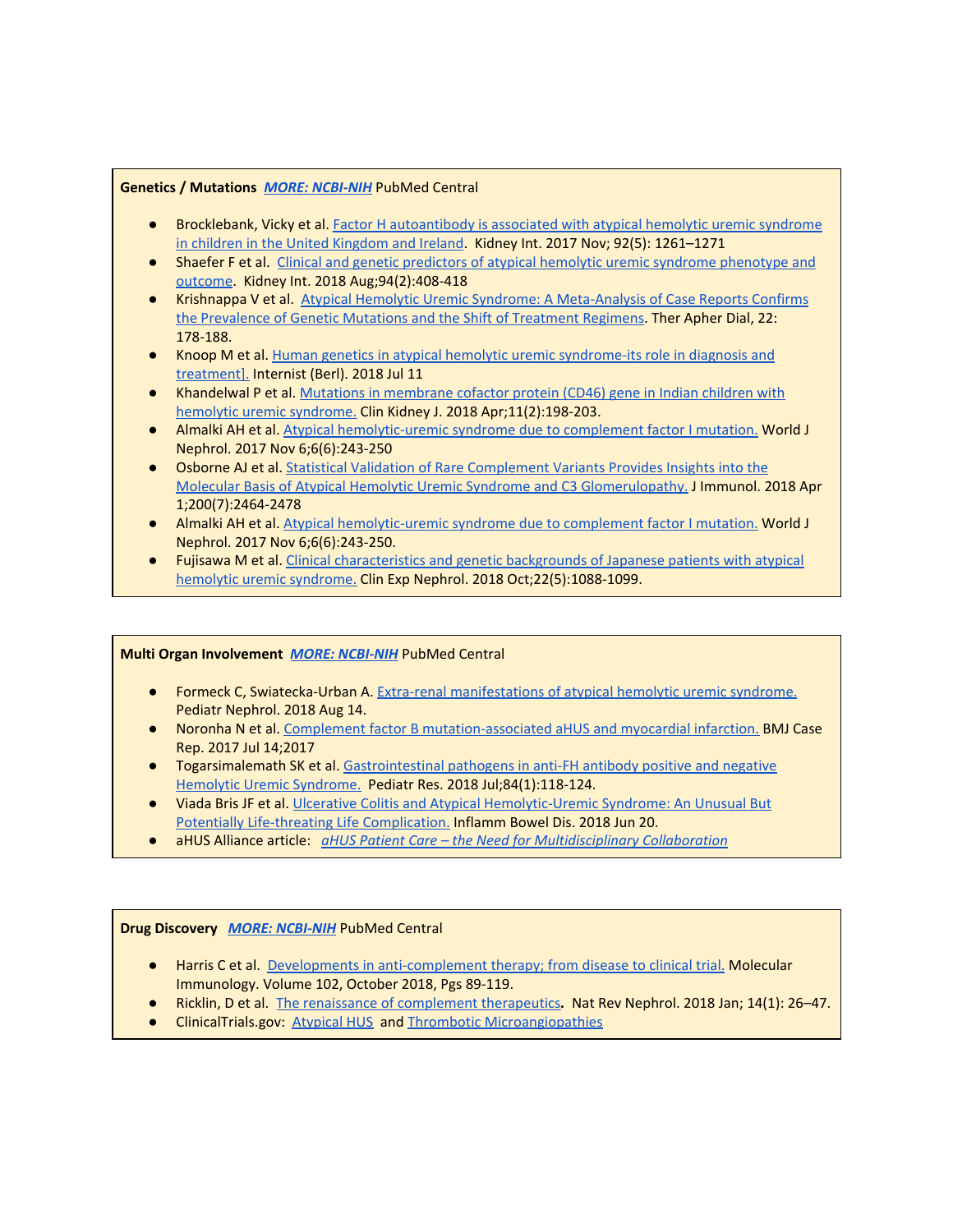**Genetics / Mutations** ***MORE: NCBI-NIH*** PubMed Central

- Brocklebank, Vicky et al. Factor H autoantibody is associated with atypical hemolytic uremic syndrome in children in the United Kingdom and Ireland. Kidney Int. 2017 Nov; 92(5): 1261–1271
- Shaefer F et al. Clinical and genetic predictors of atypical hemolytic uremic syndrome phenotype and outcome. Kidney Int. 2018 Aug;94(2):408-418
- Krishnappa V et al. Atypical Hemolytic Uremic Syndrome: A Meta-Analysis of Case Reports Confirms the Prevalence of Genetic Mutations and the Shift of Treatment Regimens. Ther Apher Dial, 22: 178-188.
- Knoop M et al. Human genetics in atypical hemolytic uremic syndrome-its role in diagnosis and treatment]. Internist (Berl). 2018 Jul 11
- Khandelwal P et al. Mutations in membrane cofactor protein (CD46) gene in Indian children with hemolytic uremic syndrome. Clin Kidney J. 2018 Apr;11(2):198-203.
- Almalki AH et al. Atypical hemolytic-uremic syndrome due to complement factor I mutation. World J Nephrol. 2017 Nov 6;6(6):243-250
- Osborne AJ et al. Statistical Validation of Rare Complement Variants Provides Insights into the Molecular Basis of Atypical Hemolytic Uremic Syndrome and C3 Glomerulopathy. J Immunol. 2018 Apr 1;200(7):2464-2478
- Almalki AH et al. Atypical hemolytic-uremic syndrome due to complement factor I mutation. World J Nephrol. 2017 Nov 6;6(6):243-250.
- Fujisawa M et al. Clinical characteristics and genetic backgrounds of Japanese patients with atypical hemolytic uremic syndrome. Clin Exp Nephrol. 2018 Oct;22(5):1088-1099.

**Multi Organ Involvement** ***MORE: NCBI-NIH*** PubMed Central

- Formeck C, Swiatecka-Urban A. Extra-renal manifestations of atypical hemolytic uremic syndrome. Pediatr Nephrol. 2018 Aug 14.
- Noronha N et al. Complement factor B mutation-associated aHUS and myocardial infarction. BMJ Case Rep. 2017 Jul 14;2017
- Togarsimalemath SK et al. Gastrointestinal pathogens in anti-FH antibody positive and negative Hemolytic Uremic Syndrome. Pediatr Res. 2018 Jul;84(1):118-124.
- Viada Bris JF et al. Ulcerative Colitis and Atypical Hemolytic-Uremic Syndrome: An Unusual But Potentially Life-threating Life Complication. Inflamm Bowel Dis. 2018 Jun 20.
- aHUS Alliance article: *aHUS Patient Care – the Need for Multidisciplinary Collaboration*

**Drug Discovery** ***MORE: NCBI-NIH*** PubMed Central

- Harris C et al. Developments in anti-complement therapy; from disease to clinical trial. Molecular Immunology. Volume 102, October 2018, Pgs 89-119.
- Ricklin, D et al. The renaissance of complement therapeutics**.** Nat Rev Nephrol. 2018 Jan; 14(1): 26–47.
- ClinicalTrials.gov: Atypical HUS and Thrombotic Microangiopathies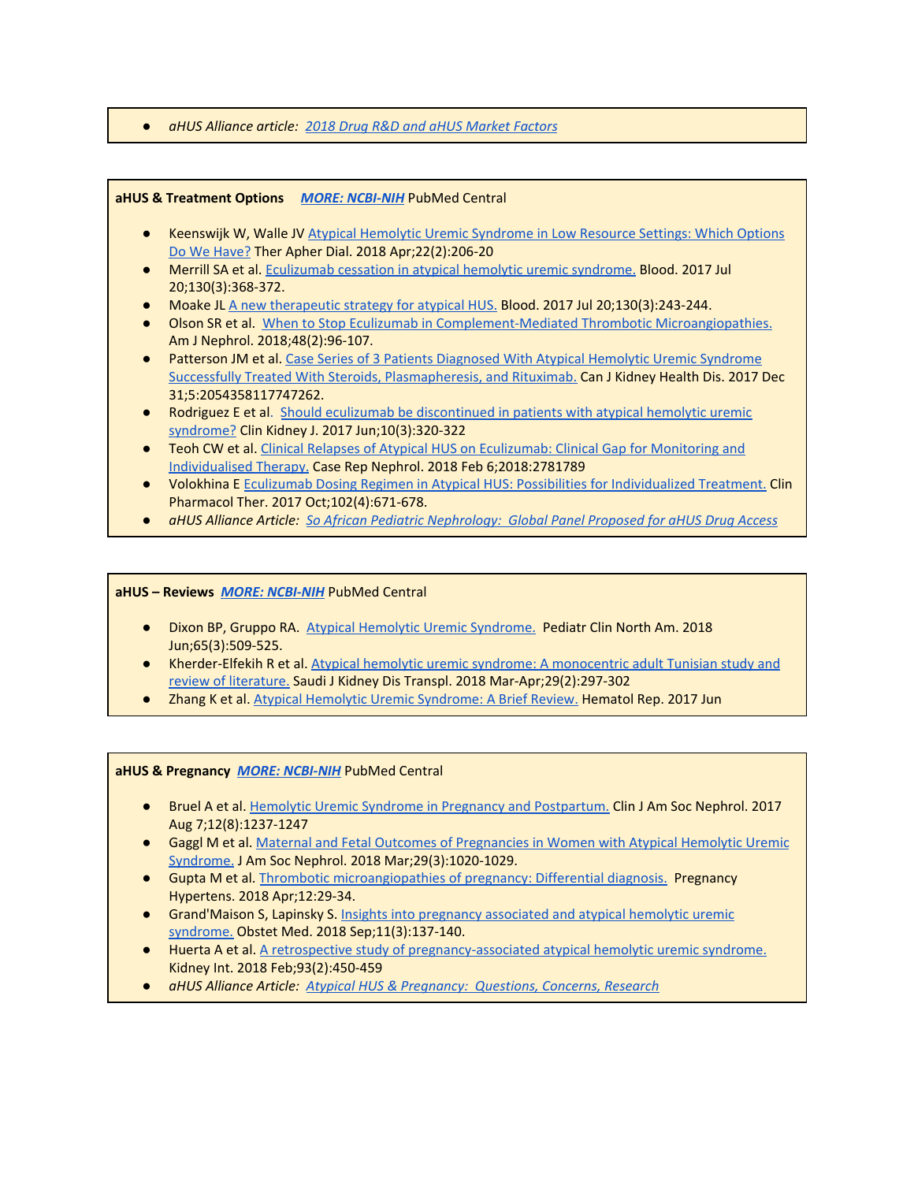- *aHUS Alliance article: 2018 Drug R&D and aHUS Market Factors*

**aHUS & Treatment Options** ***MORE: NCBI-NIH*** PubMed Central

- Keenswijk W, Walle JV Atypical Hemolytic Uremic Syndrome in Low Resource Settings: Which Options Do We Have? Ther Apher Dial. 2018 Apr;22(2):206-20
- Merrill SA et al. Eculizumab cessation in atypical hemolytic uremic syndrome. Blood. 2017 Jul 20;130(3):368-372.
- Moake JL A new therapeutic strategy for atypical HUS. Blood. 2017 Jul 20;130(3):243-244.
- Olson SR et al. When to Stop Eculizumab in Complement-Mediated Thrombotic Microangiopathies. Am J Nephrol. 2018;48(2):96-107.
- Patterson JM et al. Case Series of 3 Patients Diagnosed With Atypical Hemolytic Uremic Syndrome Successfully Treated With Steroids, Plasmapheresis, and Rituximab. Can J Kidney Health Dis. 2017 Dec 31;5:2054358117747262.
- Rodriguez E et al. Should eculizumab be discontinued in patients with atypical hemolytic uremic syndrome? Clin Kidney J. 2017 Jun;10(3):320-322
- Teoh CW et al. Clinical Relapses of Atypical HUS on Eculizumab: Clinical Gap for Monitoring and Individualised Therapy. Case Rep Nephrol. 2018 Feb 6;2018:2781789
- Volokhina E Eculizumab Dosing Regimen in Atypical HUS: Possibilities for Individualized Treatment. Clin Pharmacol Ther. 2017 Oct;102(4):671-678.
- *aHUS Alliance Article: So African Pediatric Nephrology: Global Panel Proposed for aHUS Drug Access*

**aHUS – Reviews** ***MORE: NCBI-NIH*** PubMed Central

- Dixon BP, Gruppo RA. Atypical Hemolytic Uremic Syndrome. Pediatr Clin North Am. 2018 Jun;65(3):509-525.
- Kherder-Elfekih R et al. Atypical hemolytic uremic syndrome: A monocentric adult Tunisian study and review of literature. Saudi J Kidney Dis Transpl. 2018 Mar-Apr;29(2):297-302
- Zhang K et al. Atypical Hemolytic Uremic Syndrome: A Brief Review. Hematol Rep. 2017 Jun

**aHUS & Pregnancy** ***MORE: NCBI-NIH*** PubMed Central

- Bruel A et al. Hemolytic Uremic Syndrome in Pregnancy and Postpartum. Clin J Am Soc Nephrol. 2017 Aug 7;12(8):1237-1247
- Gaggl M et al. Maternal and Fetal Outcomes of Pregnancies in Women with Atypical Hemolytic Uremic Syndrome. J Am Soc Nephrol. 2018 Mar;29(3):1020-1029.
- Gupta M et al. Thrombotic microangiopathies of pregnancy: Differential diagnosis. Pregnancy Hypertens. 2018 Apr;12:29-34.
- Grand'Maison S, Lapinsky S. Insights into pregnancy associated and atypical hemolytic uremic syndrome. Obstet Med. 2018 Sep;11(3):137-140.
- Huerta A et al. A retrospective study of pregnancy-associated atypical hemolytic uremic syndrome. Kidney Int. 2018 Feb;93(2):450-459
- *aHUS Alliance Article: Atypical HUS & Pregnancy: Questions, Concerns, Research*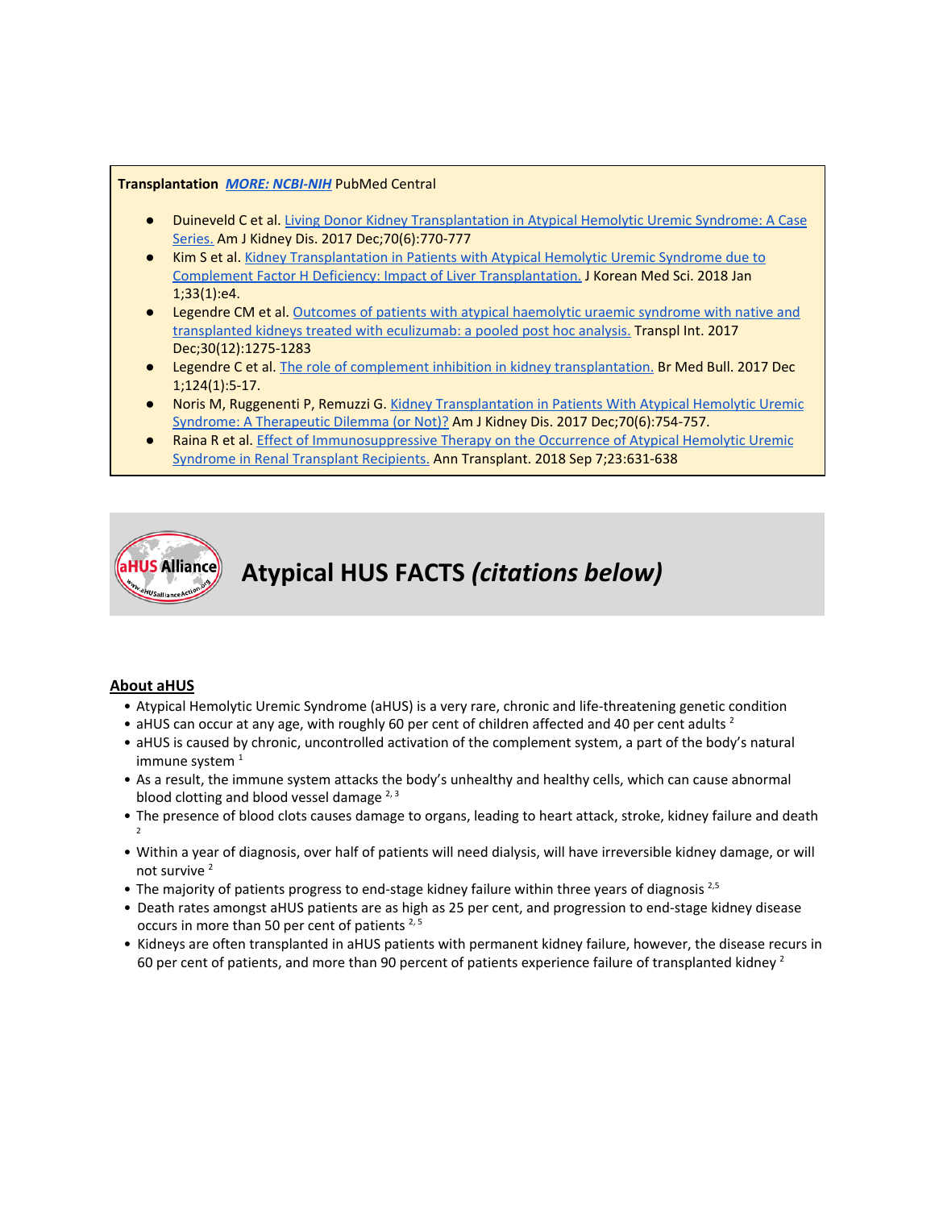**Transplantation** ***MORE: NCBI-NIH*** PubMed Central

- Duineveld C et al. Living Donor Kidney Transplantation in Atypical Hemolytic Uremic Syndrome: A Case Series. Am J Kidney Dis. 2017 Dec;70(6):770-777
- Kim S et al. Kidney Transplantation in Patients with Atypical Hemolytic Uremic Syndrome due to Complement Factor H Deficiency: Impact of Liver Transplantation. J Korean Med Sci. 2018 Jan 1;33(1):e4.
- Legendre CM et al. Outcomes of patients with atypical haemolytic uraemic syndrome with native and transplanted kidneys treated with eculizumab: a pooled post hoc analysis. Transpl Int. 2017 Dec;30(12):1275-1283
- Legendre C et al. The role of complement inhibition in kidney transplantation. Br Med Bull. 2017 Dec 1;124(1):5-17.
- Noris M, Ruggenenti P, Remuzzi G. Kidney Transplantation in Patients With Atypical Hemolytic Uremic Syndrome: A Therapeutic Dilemma (or Not)? Am J Kidney Dis. 2017 Dec;70(6):754-757.
- Raina R et al. Effect of Immunosuppressive Therapy on the Occurrence of Atypical Hemolytic Uremic Syndrome in Renal Transplant Recipients. Ann Transplant. 2018 Sep 7;23:631-638

# Atypical HUS FACTS *(citations below)*

## About aHUS

- Atypical Hemolytic Uremic Syndrome (aHUS) is a very rare, chronic and life-threatening genetic condition
- aHUS can occur at any age, with roughly 60 per cent of children affected and 40 per cent adults [2]
- aHUS is caused by chronic, uncontrolled activation of the complement system, a part of the body's natural immune system [1]
- As a result, the immune system attacks the body's unhealthy and healthy cells, which can cause abnormal blood clotting and blood vessel damage [2, 3]
- The presence of blood clots causes damage to organs, leading to heart attack, stroke, kidney failure and death [2]
- Within a year of diagnosis, over half of patients will need dialysis, will have irreversible kidney damage, or will not survive [2]
- The majority of patients progress to end-stage kidney failure within three years of diagnosis [2,5]
- Death rates amongst aHUS patients are as high as 25 per cent, and progression to end-stage kidney disease occurs in more than 50 per cent of patients [2, 5]
- Kidneys are often transplanted in aHUS patients with permanent kidney failure, however, the disease recurs in 60 per cent of patients, and more than 90 percent of patients experience failure of transplanted kidney [2]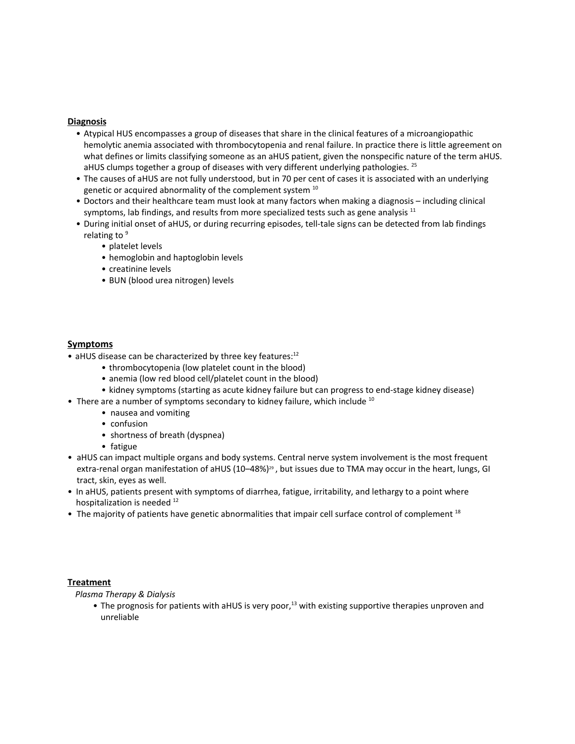## Diagnosis

- Atypical HUS encompasses a group of diseases that share in the clinical features of a microangiopathic hemolytic anemia associated with thrombocytopenia and renal failure. In practice there is little agreement on what defines or limits classifying someone as an aHUS patient, given the nonspecific nature of the term aHUS. aHUS clumps together a group of diseases with very different underlying pathologies. [25]
- The causes of aHUS are not fully understood, but in 70 per cent of cases it is associated with an underlying genetic or acquired abnormality of the complement system [10]
- Doctors and their healthcare team must look at many factors when making a diagnosis – including clinical symptoms, lab findings, and results from more specialized tests such as gene analysis [11]
- During initial onset of aHUS, or during recurring episodes, tell-tale signs can be detected from lab findings relating to [9]
  - platelet levels
  - hemoglobin and haptoglobin levels
  - creatinine levels
  - BUN (blood urea nitrogen) levels

## Symptoms

- aHUS disease can be characterized by three key features:[12]
  - thrombocytopenia (low platelet count in the blood)
  - anemia (low red blood cell/platelet count in the blood)
  - kidney symptoms (starting as acute kidney failure but can progress to end-stage kidney disease)
- There are a number of symptoms secondary to kidney failure, which include [10]
  - nausea and vomiting
  - confusion
  - shortness of breath (dyspnea)
  - fatigue
- aHUS can impact multiple organs and body systems. Central nerve system involvement is the most frequent extra-renal organ manifestation of aHUS (10–48%)[29] , but issues due to TMA may occur in the heart, lungs, GI tract, skin, eyes as well.
- In aHUS, patients present with symptoms of diarrhea, fatigue, irritability, and lethargy to a point where hospitalization is needed [12]
- The majority of patients have genetic abnormalities that impair cell surface control of complement [18]

## Treatment

*Plasma Therapy & Dialysis*

- The prognosis for patients with aHUS is very poor,[13] with existing supportive therapies unproven and unreliable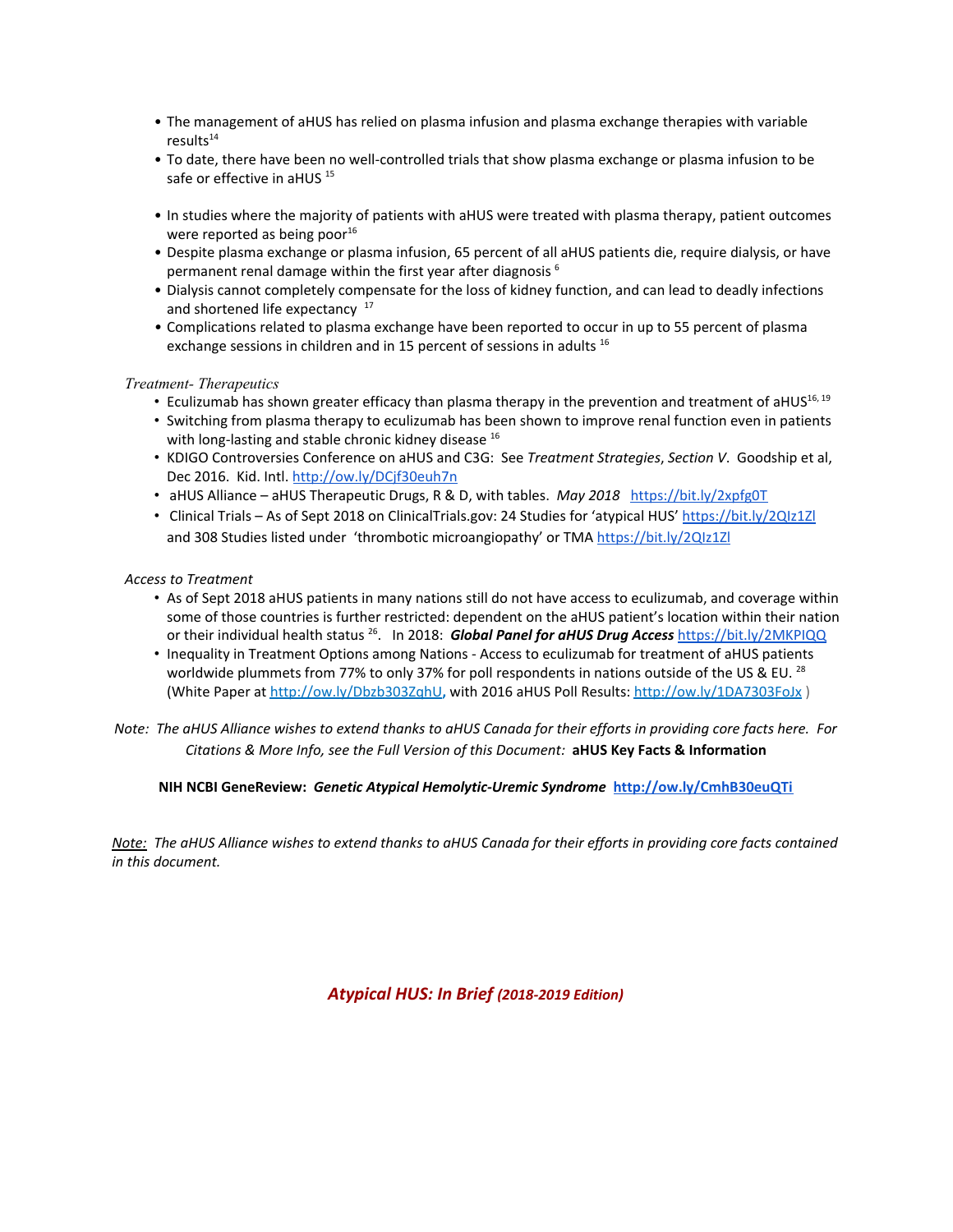- The management of aHUS has relied on plasma infusion and plasma exchange therapies with variable results[14]
- To date, there have been no well-controlled trials that show plasma exchange or plasma infusion to be safe or effective in aHUS [15]

- In studies where the majority of patients with aHUS were treated with plasma therapy, patient outcomes were reported as being poor[16]
- Despite plasma exchange or plasma infusion, 65 percent of all aHUS patients die, require dialysis, or have permanent renal damage within the first year after diagnosis [6]
- Dialysis cannot completely compensate for the loss of kidney function, and can lead to deadly infections and shortened life expectancy [17]
- Complications related to plasma exchange have been reported to occur in up to 55 percent of plasma exchange sessions in children and in 15 percent of sessions in adults [16]

*Treatment- Therapeutics*

- Eculizumab has shown greater efficacy than plasma therapy in the prevention and treatment of aHUS[16, 19]
- Switching from plasma therapy to eculizumab has been shown to improve renal function even in patients with long-lasting and stable chronic kidney disease [16]
- KDIGO Controversies Conference on aHUS and C3G: See *Treatment Strategies*, *Section V*. Goodship et al, Dec 2016. Kid. Intl. http://ow.ly/DCjf30euh7n
- aHUS Alliance – aHUS Therapeutic Drugs, R & D, with tables. *May 2018* https://bit.ly/2xpfg0T
- Clinical Trials – As of Sept 2018 on ClinicalTrials.gov: 24 Studies for 'atypical HUS' https://bit.ly/2QIz1Zl and 308 Studies listed under 'thrombotic microangiopathy' or TMA https://bit.ly/2QIz1Zl

*Access to Treatment*

- As of Sept 2018 aHUS patients in many nations still do not have access to eculizumab, and coverage within some of those countries is further restricted: dependent on the aHUS patient's location within their nation or their individual health status [26]. In 2018: ***Global Panel for aHUS Drug Access*** https://bit.ly/2MKPIQQ
- Inequality in Treatment Options among Nations - Access to eculizumab for treatment of aHUS patients worldwide plummets from 77% to only 37% for poll respondents in nations outside of the US & EU. [28] (White Paper at http://ow.ly/Dbzb303ZqhU, with 2016 aHUS Poll Results: http://ow.ly/1DA7303FoJx )

*Note: The aHUS Alliance wishes to extend thanks to aHUS Canada for their efforts in providing core facts here. For Citations & More Info, see the Full Version of this Document:* **aHUS Key Facts & Information**

**NIH NCBI GeneReview: *Genetic Atypical Hemolytic-Uremic Syndrome* http://ow.ly/CmhB30euQTi**

*Note: The aHUS Alliance wishes to extend thanks to aHUS Canada for their efforts in providing core facts contained in this document.*

***Atypical HUS: In Brief (2018-2019 Edition)***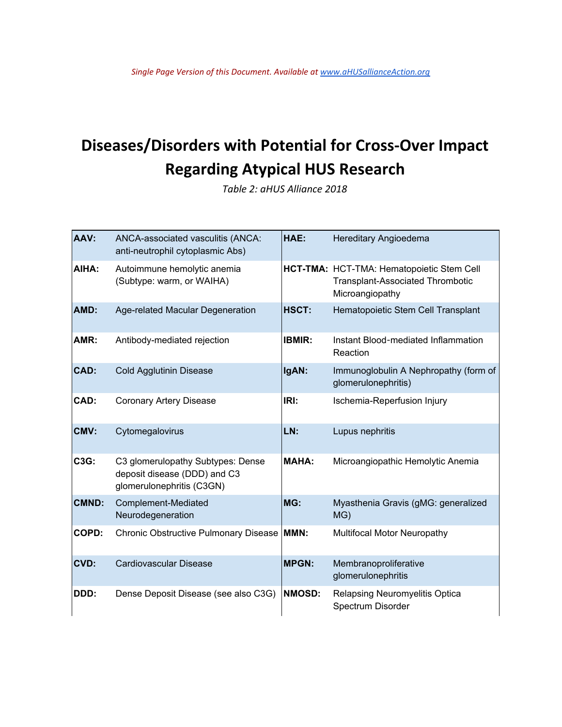*Single Page Version of this Document. Available at [www.aHUSallianceAction.org](www.aHUSallianceAction.org)*

# Diseases/Disorders with Potential for Cross-Over Impact Regarding Atypical HUS Research

*Table 2: aHUS Alliance 2018*

| | | | |
|---|---|---|---|
| **AAV:** | ANCA-associated vasculitis (ANCA: anti-neutrophil cytoplasmic Abs) | **HAE:** | Hereditary Angioedema |
| **AIHA:** | Autoimmune hemolytic anemia (Subtype: warm, or WAIHA) | **HCT-TMA:** | HCT-TMA: Hematopoietic Stem Cell Transplant-Associated Thrombotic Microangiopathy |
| **AMD:** | Age-related Macular Degeneration | **HSCT:** | Hematopoietic Stem Cell Transplant |
| **AMR:** | Antibody-mediated rejection | **IBMIR:** | Instant Blood-mediated Inflammation Reaction |
| **CAD:** | Cold Agglutinin Disease | **IgAN:** | Immunoglobulin A Nephropathy (form of glomerulonephritis) |
| **CAD:** | Coronary Artery Disease | **IRI:** | Ischemia-Reperfusion Injury |
| **CMV:** | Cytomegalovirus | **LN:** | Lupus nephritis |
| **C3G:** | C3 glomerulopathy Subtypes: Dense deposit disease (DDD) and C3 glomerulonephritis (C3GN) | **MAHA:** | Microangiopathic Hemolytic Anemia |
| **CMND:** | Complement-Mediated Neurodegeneration | **MG:** | Myasthenia Gravis (gMG: generalized MG) |
| **COPD:** | Chronic Obstructive Pulmonary Disease | **MMN:** | Multifocal Motor Neuropathy |
| **CVD:** | Cardiovascular Disease | **MPGN:** | Membranoproliferative glomerulonephritis |
| **DDD:** | Dense Deposit Disease (see also C3G) | **NMOSD:** | Relapsing Neuromyelitis Optica Spectrum Disorder |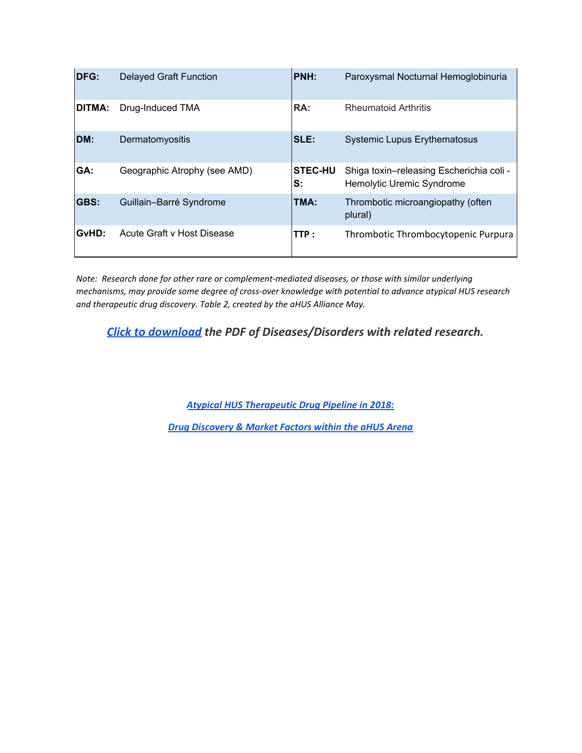| | | | |
|---|---|---|---|
| **DFG:** | Delayed Graft Function | **PNH:** | Paroxysmal Nocturnal Hemoglobinuria |
| **DITMA:** | Drug-Induced TMA | **RA:** | Rheumatoid Arthritis |
| **DM:** | Dermatomyositis | **SLE:** | Systemic Lupus Erythematosus |
| **GA:** | Geographic Atrophy (see AMD) | **STEC-HUS:** | Shiga toxin–releasing Escherichia coli - Hemolytic Uremic Syndrome |
| **GBS:** | Guillain–Barré Syndrome | **TMA:** | Thrombotic microangiopathy (often plural) |
| **GvHD:** | Acute Graft v Host Disease | **TTP :** | Thrombotic Thrombocytopenic Purpura |

*Note: Research done for other rare or complement-mediated diseases, or those with similar underlying mechanisms, may provide some degree of cross-over knowledge with potential to advance atypical HUS research and therapeutic drug discovery. Table 2, created by the aHUS Alliance May.*

***Click to download** the PDF of Diseases/Disorders with related research.*

*Atypical HUS Therapeutic Drug Pipeline in 2018:*

*Drug Discovery & Market Factors within the aHUS Arena*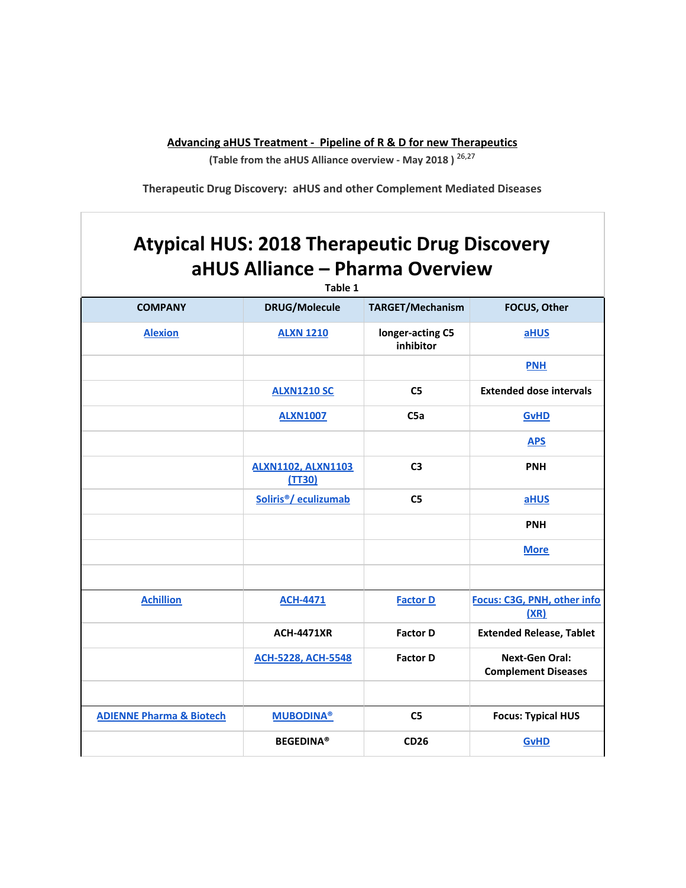**Advancing aHUS Treatment - Pipeline of R & D for new Therapeutics**

**(Table from the aHUS Alliance overview - May 2018 )** [26,27]

**Therapeutic Drug Discovery: aHUS and other Complement Mediated Diseases**

# Atypical HUS: 2018 Therapeutic Drug Discovery aHUS Alliance – Pharma Overview

**Table 1**

| COMPANY | DRUG/Molecule | TARGET/Mechanism | FOCUS, Other |
|---|---|---|---|
| Alexion | ALXN 1210 | longer-acting C5 inhibitor | aHUS |
| | | | PNH |
| | ALXN1210 SC | C5 | Extended dose intervals |
| | ALXN1007 | C5a | GvHD |
| | | | APS |
| | ALXN1102, ALXN1103 (TT30) | C3 | PNH |
| | Soliris®/ eculizumab | C5 | aHUS |
| | | | PNH |
| | | | More |
| | | | |
| Achillion | ACH-4471 | Factor D | Focus: C3G, PNH, other info (XR) |
| | ACH-4471XR | Factor D | Extended Release, Tablet |
| | ACH-5228, ACH-5548 | Factor D | Next-Gen Oral: Complement Diseases |
| | | | |
| ADIENNE Pharma & Biotech | MUBODINA® | C5 | Focus: Typical HUS |
| | BEGEDINA® | CD26 | GvHD |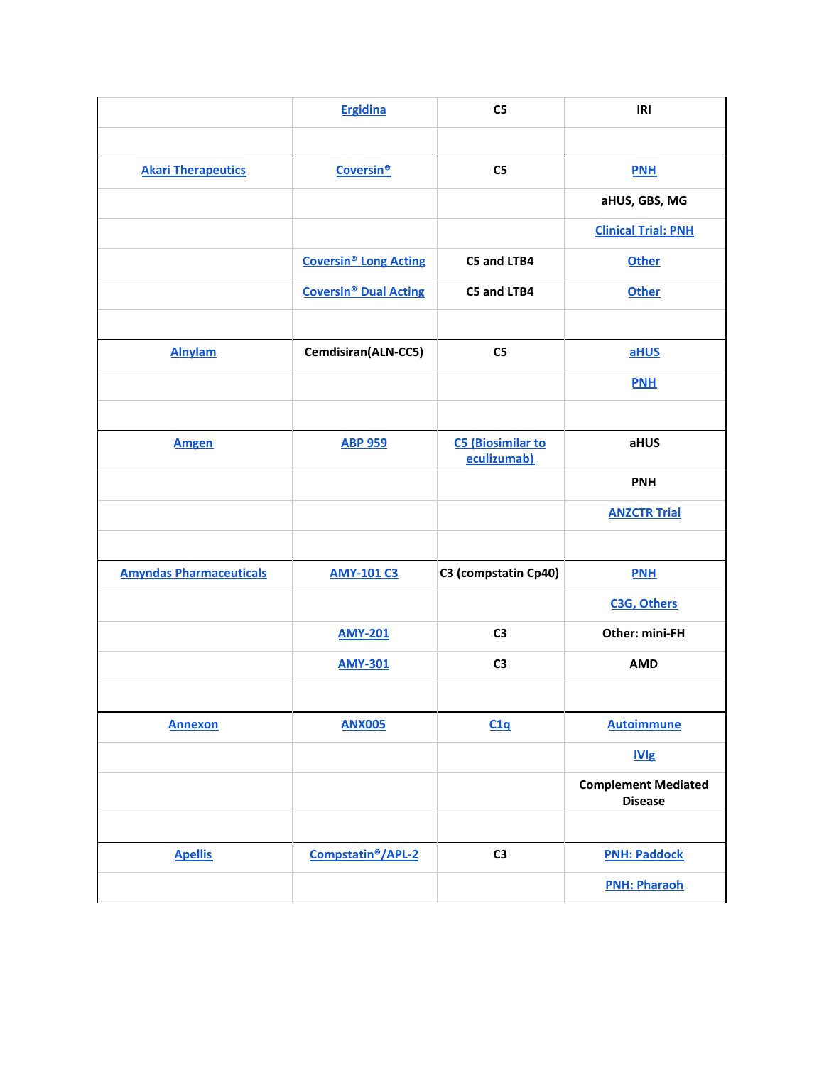| | | | |
|---|---|---|---|
| | Ergidina | C5 | IRI |
| | | | |
| Akari Therapeutics | Coversin® | C5 | PNH |
| | | | aHUS, GBS, MG |
| | | | Clinical Trial: PNH |
| | Coversin® Long Acting | C5 and LTB4 | Other |
| | Coversin® Dual Acting | C5 and LTB4 | Other |
| | | | |
| Alnylam | Cemdisiran(ALN-CC5) | C5 | aHUS |
| | | | PNH |
| | | | |
| Amgen | ABP 959 | C5 (Biosimilar to eculizumab) | aHUS |
| | | | PNH |
| | | | ANZCTR Trial |
| | | | |
| Amyndas Pharmaceuticals | AMY-101 C3 | C3 (compstatin Cp40) | PNH |
| | | | C3G, Others |
| | AMY-201 | C3 | Other: mini-FH |
| | AMY-301 | C3 | AMD |
| | | | |
| Annexon | ANX005 | C1q | Autoimmune |
| | | | IVIg |
| | | | Complement Mediated Disease |
| | | | |
| Apellis | Compstatin®/APL-2 | C3 | PNH: Paddock |
| | | | PNH: Pharaoh |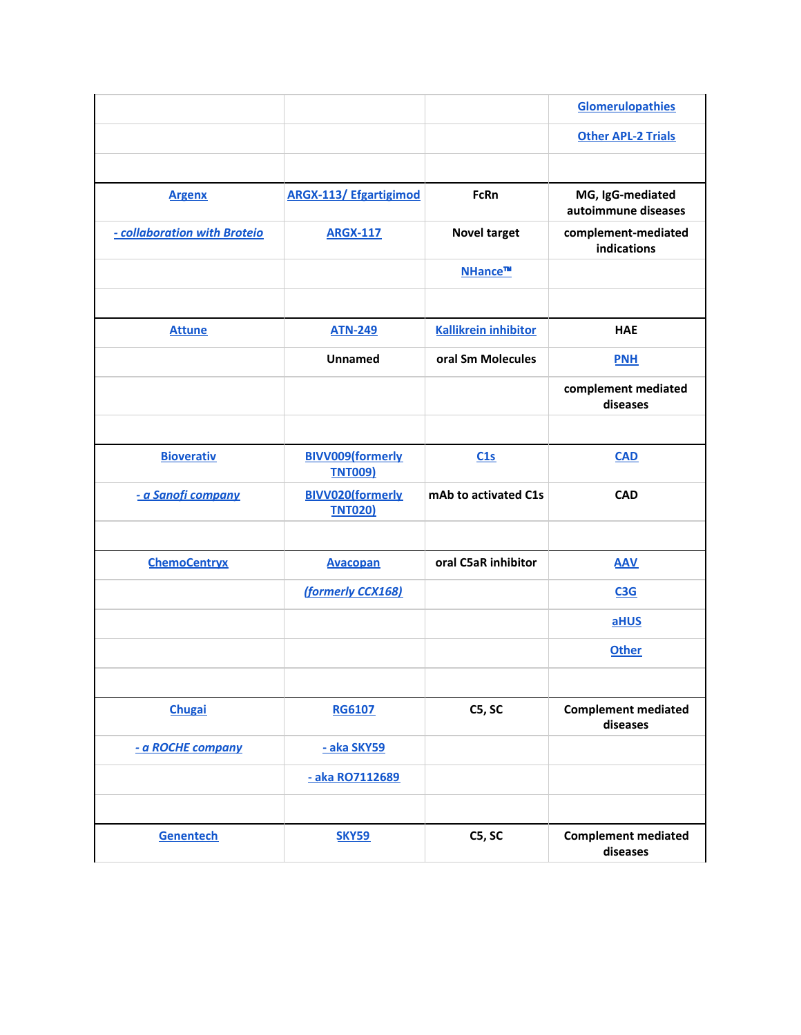| | | | |
|---|---|---|---|
| | | | Glomerulopathies |
| | | | Other APL-2 Trials |
| | | | |
| Argenx | ARGX-113/ Efgartigimod | FcRn | MG, IgG-mediated autoimmune diseases |
| *- collaboration with Broteio* | ARGX-117 | Novel target | complement-mediated indications |
| | | NHance™ | |
| | | | |
| Attune | ATN-249 | Kallikrein inhibitor | HAE |
| | Unnamed | oral Sm Molecules | PNH |
| | | | complement mediated diseases |
| | | | |
| Bioverativ | BIVV009(formerly TNT009) | C1s | CAD |
| *- a Sanofi company* | BIVV020(formerly TNT020) | mAb to activated C1s | CAD |
| | | | |
| ChemoCentryx | Avacopan | oral C5aR inhibitor | AAV |
| | *(formerly CCX168)* | | C3G |
| | | | aHUS |
| | | | Other |
| | | | |
| Chugai | RG6107 | C5, SC | Complement mediated diseases |
| *- a ROCHE company* | - aka SKY59 | | |
| | - aka RO7112689 | | |
| | | | |
| Genentech | SKY59 | C5, SC | Complement mediated diseases |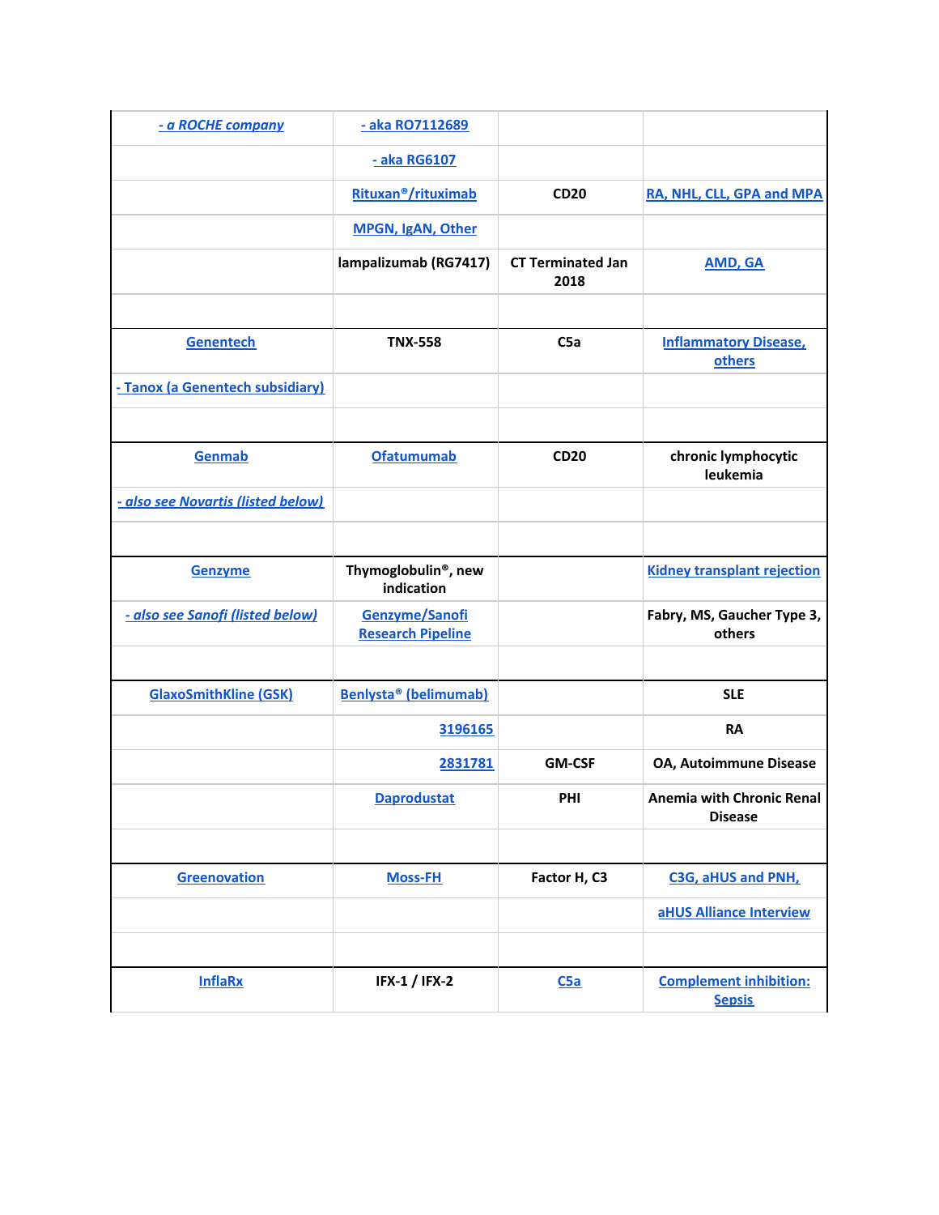| | | | |
|---|---|---|---|
| *- a ROCHE company* | - aka RO7112689 | | |
| | - aka RG6107 | | |
| | Rituxan®/rituximab | CD20 | RA, NHL, CLL, GPA and MPA |
| | MPGN, IgAN, Other | | |
| | lampalizumab (RG7417) | CT Terminated Jan 2018 | AMD, GA |
| | | | |
| Genentech | TNX-558 | C5a | Inflammatory Disease, others |
| - Tanox (a Genentech subsidiary) | | | |
| | | | |
| Genmab | Ofatumumab | CD20 | chronic lymphocytic leukemia |
| *- also see Novartis (listed below)* | | | |
| | | | |
| Genzyme | Thymoglobulin®, new indication | | Kidney transplant rejection |
| *- also see Sanofi (listed below)* | Genzyme/Sanofi Research Pipeline | | Fabry, MS, Gaucher Type 3, others |
| | | | |
| GlaxoSmithKline (GSK) | Benlysta® (belimumab) | | SLE |
| | 3196165 | | RA |
| | 2831781 | GM-CSF | OA, Autoimmune Disease |
| | Daprodustat | PHI | Anemia with Chronic Renal Disease |
| | | | |
| Greenovation | Moss-FH | Factor H, C3 | C3G, aHUS and PNH, |
| | | | aHUS Alliance Interview |
| | | | |
| InflaRx | IFX-1 / IFX-2 | C5a | Complement inhibition: Sepsis |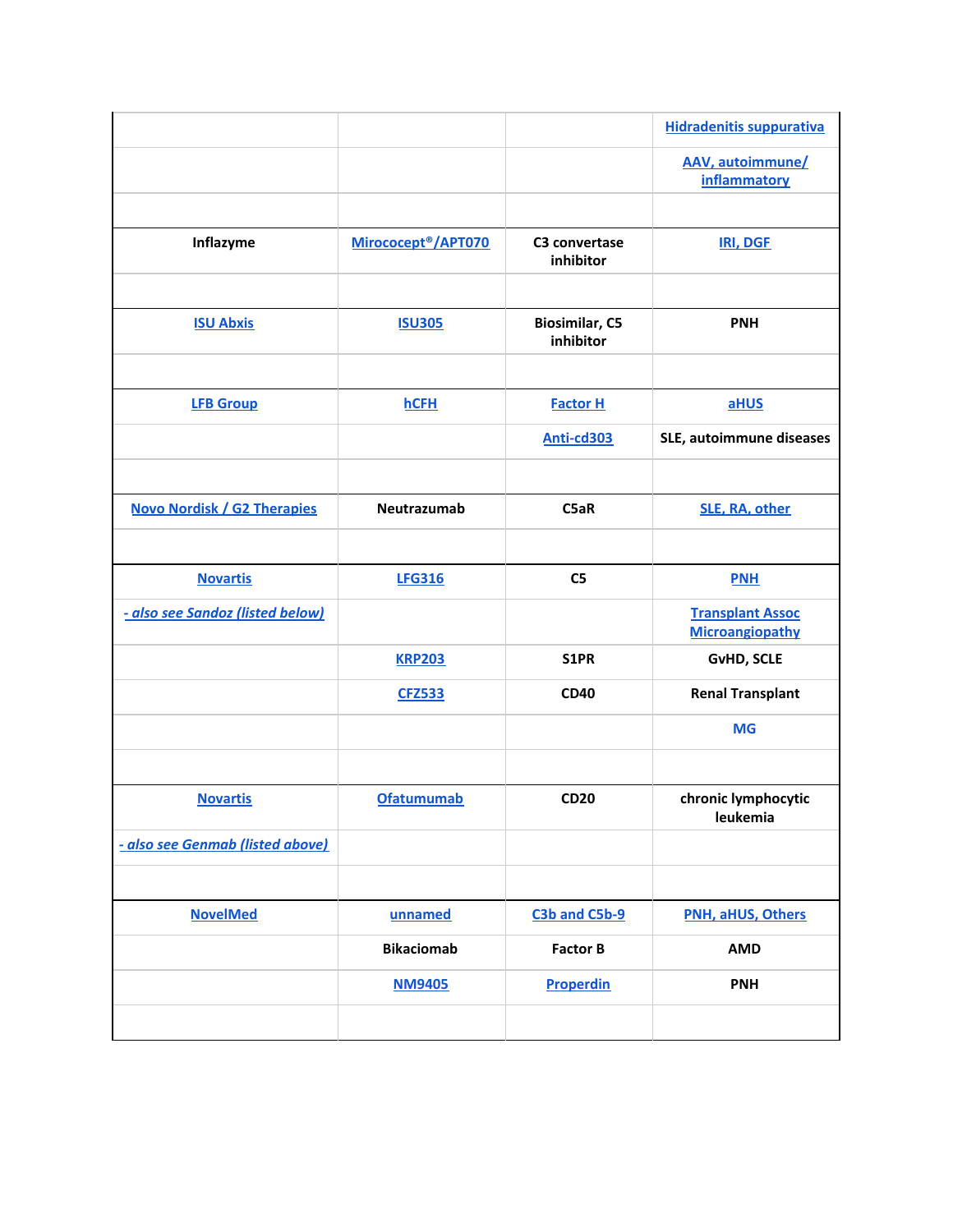| | | | |
|---|---|---|---|
| | | | Hidradenitis suppurativa |
| | | | AAV, autoimmune/ inflammatory |
| | | | |
| Inflazyme | Mirococept®/APT070 | C3 convertase inhibitor | IRI, DGF |
| | | | |
| ISU Abxis | ISU305 | Biosimilar, C5 inhibitor | PNH |
| | | | |
| LFB Group | hCFH | Factor H | aHUS |
| | | Anti-cd303 | SLE, autoimmune diseases |
| | | | |
| Novo Nordisk / G2 Therapies | Neutrazumab | C5aR | SLE, RA, other |
| | | | |
| Novartis | LFG316 | C5 | PNH |
| *- also see Sandoz (listed below)* | | | Transplant Assoc Microangiopathy |
| | KRP203 | S1PR | GvHD, SCLE |
| | CFZ533 | CD40 | Renal Transplant |
| | | | MG |
| | | | |
| Novartis | Ofatumumab | CD20 | chronic lymphocytic leukemia |
| *- also see Genmab (listed above)* | | | |
| | | | |
| NovelMed | unnamed | C3b and C5b-9 | PNH, aHUS, Others |
| | Bikaciomab | Factor B | AMD |
| | NM9405 | Properdin | PNH |
| | | | |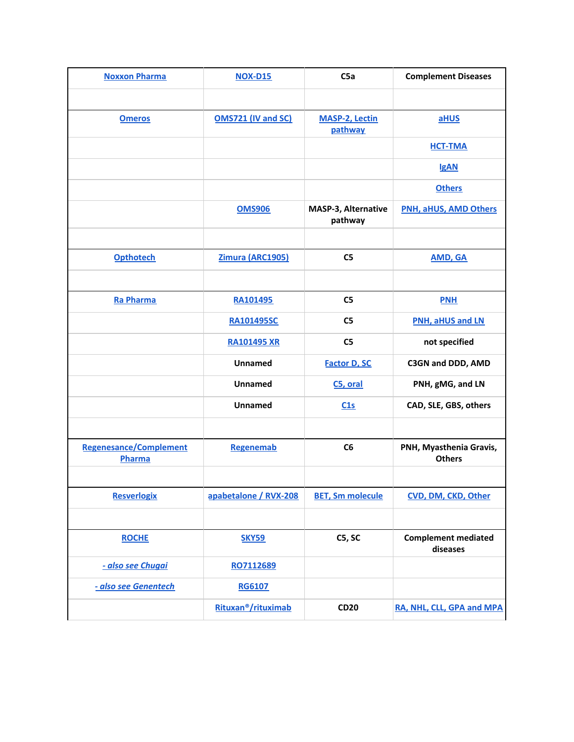| Noxxon Pharma | NOX-D15 | C5a | Complement Diseases |
|---|---|---|---|
| | | | |
| Omeros | OMS721 (IV and SC) | MASP-2, Lectin pathway | aHUS |
| | | | HCT-TMA |
| | | | IgAN |
| | | | Others |
| | OMS906 | MASP-3, Alternative pathway | PNH, aHUS, AMD Others |
| | | | |
| Opthotech | Zimura (ARC1905) | C5 | AMD, GA |
| | | | |
| Ra Pharma | RA101495 | C5 | PNH |
| | RA101495SC | C5 | PNH, aHUS and LN |
| | RA101495 XR | C5 | not specified |
| | Unnamed | Factor D, SC | C3GN and DDD, AMD |
| | Unnamed | C5, oral | PNH, gMG, and LN |
| | Unnamed | C1s | CAD, SLE, GBS, others |
| | | | |
| Regenesance/Complement Pharma | Regenemab | C6 | PNH, Myasthenia Gravis, Others |
| | | | |
| Resverlogix | apabetalone / RVX-208 | BET, Sm molecule | CVD, DM, CKD, Other |
| | | | |
| ROCHE | SKY59 | C5, SC | Complement mediated diseases |
| *- also see Chugai* | RO7112689 | | |
| *- also see Genentech* | RG6107 | | |
| | Rituxan®/rituximab | CD20 | RA, NHL, CLL, GPA and MPA |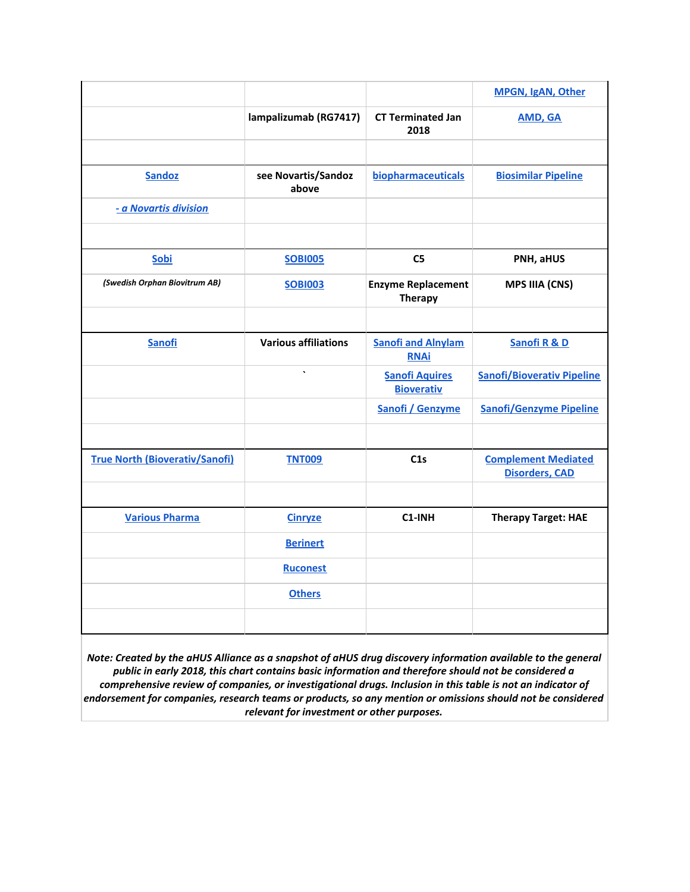| | | | |
|---|---|---|---|
| | | | MPGN, IgAN, Other |
| | lampalizumab (RG7417) | CT Terminated Jan 2018 | AMD, GA |
| | | | |
| Sandoz | see Novartis/Sandoz above | biopharmaceuticals | Biosimilar Pipeline |
| *- a Novartis division* | | | |
| | | | |
| Sobi | SOBI005 | C5 | PNH, aHUS |
| *(Swedish Orphan Biovitrum AB)* | SOBI003 | Enzyme Replacement Therapy | MPS IIIA (CNS) |
| | | | |
| Sanofi | Various affiliations | Sanofi and Alnylam RNAi | Sanofi R & D |
| | ` | Sanofi Aquires Bioverativ | Sanofi/Bioverativ Pipeline |
| | | Sanofi / Genzyme | Sanofi/Genzyme Pipeline |
| | | | |
| True North (Bioverativ/Sanofi) | TNT009 | C1s | Complement Mediated Disorders, CAD |
| | | | |
| Various Pharma | Cinryze | C1-INH | Therapy Target: HAE |
| | Berinert | | |
| | Ruconest | | |
| | Others | | |
| | | | |

***Note: Created by the aHUS Alliance as a snapshot of aHUS drug discovery information available to the general public in early 2018, this chart contains basic information and therefore should not be considered a comprehensive review of companies, or investigational drugs. Inclusion in this table is not an indicator of endorsement for companies, research teams or products, so any mention or omissions should not be considered relevant for investment or other purposes.***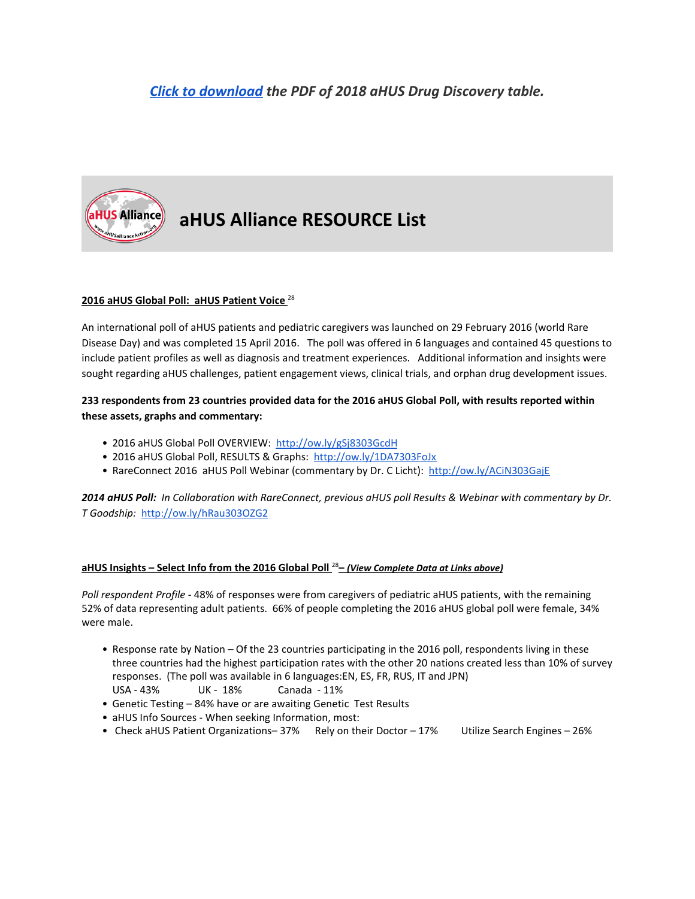***Click to download** the PDF of 2018 aHUS Drug Discovery table.*

# aHUS Alliance RESOURCE List

**2016 aHUS Global Poll: aHUS Patient Voice** [28]

An international poll of aHUS patients and pediatric caregivers was launched on 29 February 2016 (world Rare Disease Day) and was completed 15 April 2016. The poll was offered in 6 languages and contained 45 questions to include patient profiles as well as diagnosis and treatment experiences. Additional information and insights were sought regarding aHUS challenges, patient engagement views, clinical trials, and orphan drug development issues.

**233 respondents from 23 countries provided data for the 2016 aHUS Global Poll, with results reported within these assets, graphs and commentary:**

- 2016 aHUS Global Poll OVERVIEW: http://ow.ly/gSj8303GcdH
- 2016 aHUS Global Poll, RESULTS & Graphs: http://ow.ly/1DA7303FoJx
- RareConnect 2016 aHUS Poll Webinar (commentary by Dr. C Licht): http://ow.ly/ACiN303GajE

***2014 aHUS Poll:*** *In Collaboration with RareConnect, previous aHUS poll Results & Webinar with commentary by Dr. T Goodship:* http://ow.ly/hRau303OZG2

**aHUS Insights – Select Info from the 2016 Global Poll** [28] ***– (View Complete Data at Links above)***

*Poll respondent Profile* - 48% of responses were from caregivers of pediatric aHUS patients, with the remaining 52% of data representing adult patients. 66% of people completing the 2016 aHUS global poll were female, 34% were male.

- Response rate by Nation – Of the 23 countries participating in the 2016 poll, respondents living in these three countries had the highest participation rates with the other 20 nations created less than 10% of survey responses. (The poll was available in 6 languages:EN, ES, FR, RUS, IT and JPN)
  USA - 43% UK - 18% Canada - 11%
- Genetic Testing – 84% have or are awaiting Genetic Test Results
- aHUS Info Sources - When seeking Information, most:
- Check aHUS Patient Organizations– 37% Rely on their Doctor – 17% Utilize Search Engines – 26%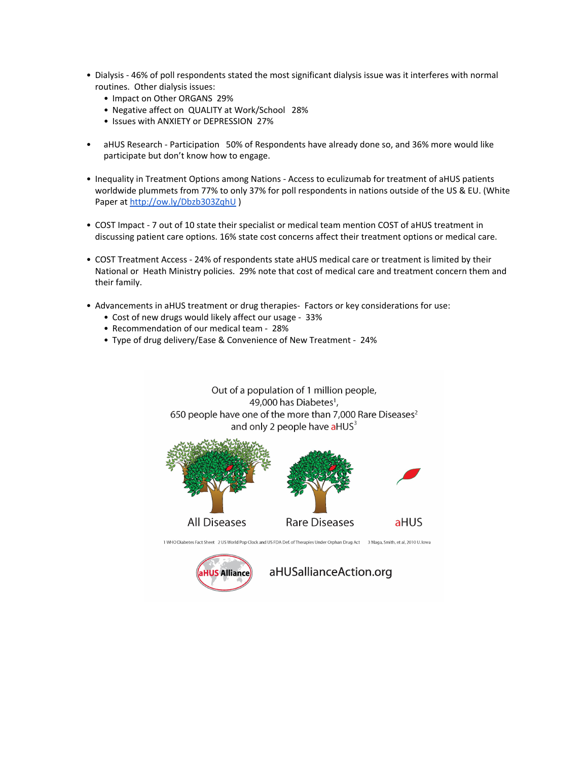- Dialysis - 46% of poll respondents stated the most significant dialysis issue was it interferes with normal routines. Other dialysis issues:
  - Impact on Other ORGANS 29%
  - Negative affect on QUALITY at Work/School 28%
  - Issues with ANXIETY or DEPRESSION 27%

- aHUS Research - Participation 50% of Respondents have already done so, and 36% more would like participate but don't know how to engage.

- Inequality in Treatment Options among Nations - Access to eculizumab for treatment of aHUS patients worldwide plummets from 77% to only 37% for poll respondents in nations outside of the US & EU. (White Paper at http://ow.ly/Dbzb303ZqhU )

- COST Impact - 7 out of 10 state their specialist or medical team mention COST of aHUS treatment in discussing patient care options. 16% state cost concerns affect their treatment options or medical care.

- COST Treatment Access - 24% of respondents state aHUS medical care or treatment is limited by their National or Heath Ministry policies. 29% note that cost of medical care and treatment concern them and their family.

- Advancements in aHUS treatment or drug therapies- Factors or key considerations for use:
  - Cost of new drugs would likely affect our usage - 33%
  - Recommendation of our medical team - 28%
  - Type of drug delivery/Ease & Convenience of New Treatment - 24%

Out of a population of 1 million people,
49,000 has Diabetes[1],
650 people have one of the more than 7,000 Rare Diseases[2]
and only 2 people have aHUS[3]

All Diseases — Rare Diseases — aHUS

1 WHO Diabetes Fact Sheet 2 US World Pop Clock and US FDA Def. of Therapies Under Orphan Drug Act 3 Maga, Smith, et al, 2010 U. Iowa

aHUS Alliance

aHUSallianceAction.org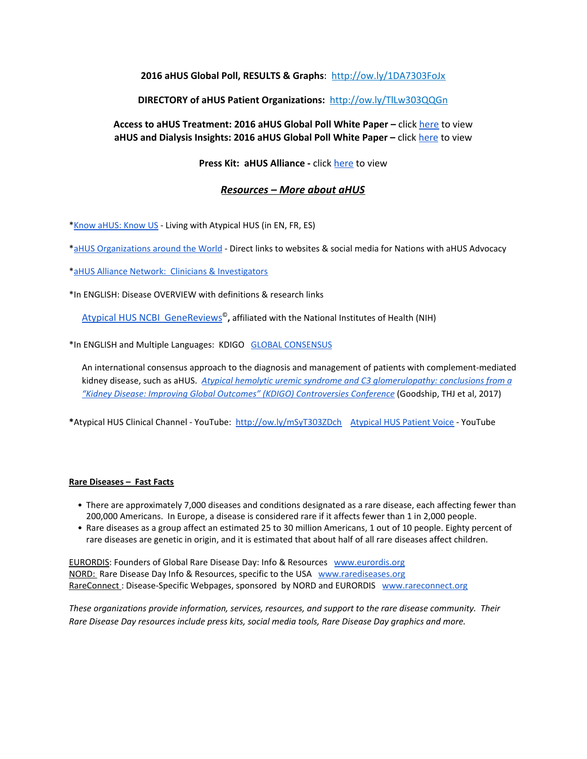**2016 aHUS Global Poll, RESULTS & Graphs**: http://ow.ly/1DA7303FoJx

**DIRECTORY of aHUS Patient Organizations:** http://ow.ly/TlLw303QQGn

**Access to aHUS Treatment: 2016 aHUS Global Poll White Paper –** click here to view
**aHUS and Dialysis Insights: 2016 aHUS Global Poll White Paper –** click here to view

**Press Kit: aHUS Alliance -** click here to view

## ***Resources – More about aHUS***

*Know aHUS: Know US - Living with Atypical HUS (in EN, FR, ES)

*aHUS Organizations around the World - Direct links to websites & social media for Nations with aHUS Advocacy

*aHUS Alliance Network: Clinicians & Investigators

*In ENGLISH: Disease OVERVIEW with definitions & research links

Atypical HUS NCBI GeneReviews©**,** affiliated with the National Institutes of Health (NIH)

*In ENGLISH and Multiple Languages: KDIGO GLOBAL CONSENSUS

An international consensus approach to the diagnosis and management of patients with complement-mediated kidney disease, such as aHUS. *Atypical hemolytic uremic syndrome and C3 glomerulopathy: conclusions from a "Kidney Disease: Improving Global Outcomes" (KDIGO) Controversies Conference* (Goodship, THJ et al, 2017)

***Atypical HUS Clinical Channel - YouTube:** http://ow.ly/mSyT303ZDch Atypical HUS Patient Voice - YouTube

**Rare Diseases – Fast Facts**

- There are approximately 7,000 diseases and conditions designated as a rare disease, each affecting fewer than 200,000 Americans. In Europe, a disease is considered rare if it affects fewer than 1 in 2,000 people.
- Rare diseases as a group affect an estimated 25 to 30 million Americans, 1 out of 10 people. Eighty percent of rare diseases are genetic in origin, and it is estimated that about half of all rare diseases affect children.

EURORDIS: Founders of Global Rare Disease Day: Info & Resources www.eurordis.org
NORD: Rare Disease Day Info & Resources, specific to the USA www.rarediseases.org
RareConnect : Disease-Specific Webpages, sponsored by NORD and EURORDIS www.rareconnect.org

*These organizations provide information, services, resources, and support to the rare disease community. Their Rare Disease Day resources include press kits, social media tools, Rare Disease Day graphics and more.*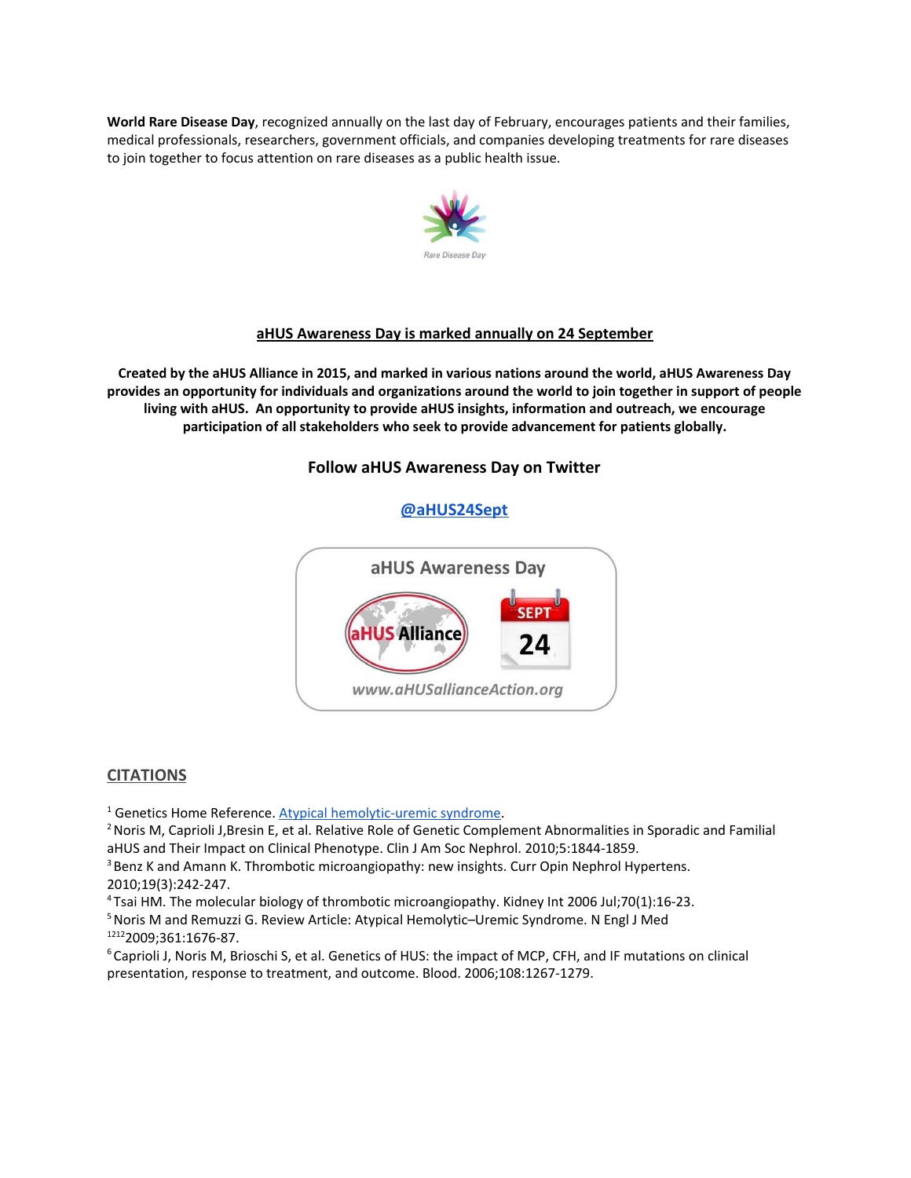**World Rare Disease Day**, recognized annually on the last day of February, encourages patients and their families, medical professionals, researchers, government officials, and companies developing treatments for rare diseases to join together to focus attention on rare diseases as a public health issue.

## aHUS Awareness Day is marked annually on 24 September

**Created by the aHUS Alliance in 2015, and marked in various nations around the world, aHUS Awareness Day provides an opportunity for individuals and organizations around the world to join together in support of people living with aHUS. An opportunity to provide aHUS insights, information and outreach, we encourage participation of all stakeholders who seek to provide advancement for patients globally.**

### Follow aHUS Awareness Day on Twitter

**@aHUS24Sept**

## CITATIONS

[1] Genetics Home Reference. Atypical hemolytic-uremic syndrome.
[2] Noris M, Caprioli J,Bresin E, et al. Relative Role of Genetic Complement Abnormalities in Sporadic and Familial aHUS and Their Impact on Clinical Phenotype. Clin J Am Soc Nephrol. 2010;5:1844-1859.
[3] Benz K and Amann K. Thrombotic microangiopathy: new insights. Curr Opin Nephrol Hypertens. 2010;19(3):242-247.
[4] Tsai HM. The molecular biology of thrombotic microangiopathy. Kidney Int 2006 Jul;70(1):16-23.
[5] Noris M and Remuzzi G. Review Article: Atypical Hemolytic–Uremic Syndrome. N Engl J Med [1212]2009;361:1676-87.
[6] Caprioli J, Noris M, Brioschi S, et al. Genetics of HUS: the impact of MCP, CFH, and IF mutations on clinical presentation, response to treatment, and outcome. Blood. 2006;108:1267-1279.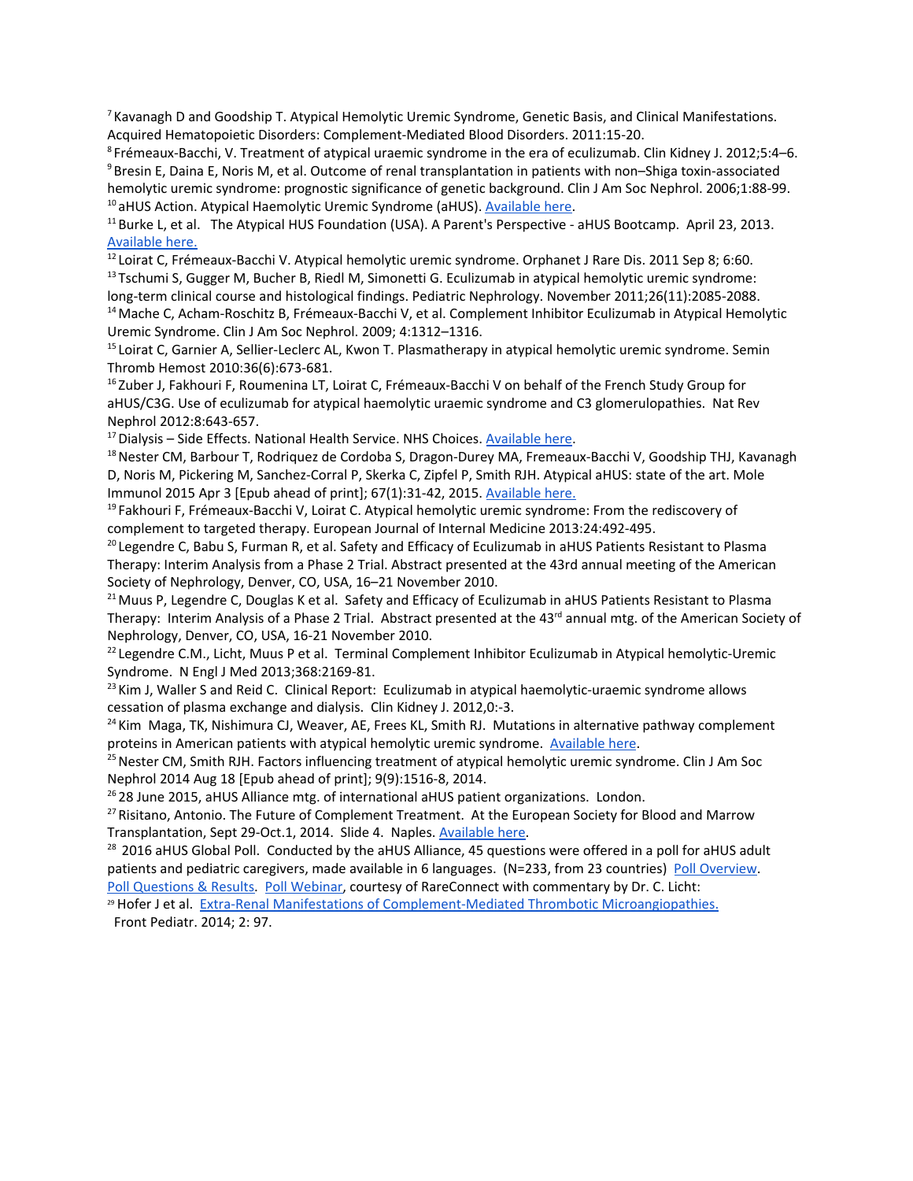[7] Kavanagh D and Goodship T. Atypical Hemolytic Uremic Syndrome, Genetic Basis, and Clinical Manifestations. Acquired Hematopoietic Disorders: Complement-Mediated Blood Disorders. 2011:15-20.
[8] Frémeaux-Bacchi, V. Treatment of atypical uraemic syndrome in the era of eculizumab. Clin Kidney J. 2012;5:4–6.
[9] Bresin E, Daina E, Noris M, et al. Outcome of renal transplantation in patients with non–Shiga toxin-associated hemolytic uremic syndrome: prognostic significance of genetic background. Clin J Am Soc Nephrol. 2006;1:88-99.
[10] aHUS Action. Atypical Haemolytic Uremic Syndrome (aHUS). Available here.
[11] Burke L, et al. The Atypical HUS Foundation (USA). A Parent's Perspective - aHUS Bootcamp. April 23, 2013. Available here.
[12] Loirat C, Frémeaux-Bacchi V. Atypical hemolytic uremic syndrome. Orphanet J Rare Dis. 2011 Sep 8; 6:60.
[13] Tschumi S, Gugger M, Bucher B, Riedl M, Simonetti G. Eculizumab in atypical hemolytic uremic syndrome: long-term clinical course and histological findings. Pediatric Nephrology. November 2011;26(11):2085-2088.
[14] Mache C, Acham-Roschitz B, Frémeaux-Bacchi V, et al. Complement Inhibitor Eculizumab in Atypical Hemolytic Uremic Syndrome. Clin J Am Soc Nephrol. 2009; 4:1312–1316.
[15] Loirat C, Garnier A, Sellier-Leclerc AL, Kwon T. Plasmatherapy in atypical hemolytic uremic syndrome. Semin Thromb Hemost 2010:36(6):673-681.
[16] Zuber J, Fakhouri F, Roumenina LT, Loirat C, Frémeaux-Bacchi V on behalf of the French Study Group for aHUS/C3G. Use of eculizumab for atypical haemolytic uraemic syndrome and C3 glomerulopathies. Nat Rev Nephrol 2012:8:643-657.
[17] Dialysis – Side Effects. National Health Service. NHS Choices. Available here.
[18] Nester CM, Barbour T, Rodriquez de Cordoba S, Dragon-Durey MA, Fremeaux-Bacchi V, Goodship THJ, Kavanagh D, Noris M, Pickering M, Sanchez-Corral P, Skerka C, Zipfel P, Smith RJH. Atypical aHUS: state of the art. Mole Immunol 2015 Apr 3 [Epub ahead of print]; 67(1):31-42, 2015. Available here.
[19] Fakhouri F, Frémeaux-Bacchi V, Loirat C. Atypical hemolytic uremic syndrome: From the rediscovery of complement to targeted therapy. European Journal of Internal Medicine 2013:24:492-495.
[20] Legendre C, Babu S, Furman R, et al. Safety and Efficacy of Eculizumab in aHUS Patients Resistant to Plasma Therapy: Interim Analysis from a Phase 2 Trial. Abstract presented at the 43rd annual meeting of the American Society of Nephrology, Denver, CO, USA, 16–21 November 2010.
[21] Muus P, Legendre C, Douglas K et al. Safety and Efficacy of Eculizumab in aHUS Patients Resistant to Plasma Therapy: Interim Analysis of a Phase 2 Trial. Abstract presented at the 43rd annual mtg. of the American Society of Nephrology, Denver, CO, USA, 16-21 November 2010.
[22] Legendre C.M., Licht, Muus P et al. Terminal Complement Inhibitor Eculizumab in Atypical hemolytic-Uremic Syndrome. N Engl J Med 2013;368:2169-81.
[23] Kim J, Waller S and Reid C. Clinical Report: Eculizumab in atypical haemolytic-uraemic syndrome allows cessation of plasma exchange and dialysis. Clin Kidney J. 2012,0:-3.
[24] Kim Maga, TK, Nishimura CJ, Weaver, AE, Frees KL, Smith RJ. Mutations in alternative pathway complement proteins in American patients with atypical hemolytic uremic syndrome. Available here.
[25] Nester CM, Smith RJH. Factors influencing treatment of atypical hemolytic uremic syndrome. Clin J Am Soc Nephrol 2014 Aug 18 [Epub ahead of print]; 9(9):1516-8, 2014.
[26] 28 June 2015, aHUS Alliance mtg. of international aHUS patient organizations. London.
[27] Risitano, Antonio. The Future of Complement Treatment. At the European Society for Blood and Marrow Transplantation, Sept 29-Oct.1, 2014. Slide 4. Naples. Available here.
[28] 2016 aHUS Global Poll. Conducted by the aHUS Alliance, 45 questions were offered in a poll for aHUS adult patients and pediatric caregivers, made available in 6 languages. (N=233, from 23 countries) Poll Overview. Poll Questions & Results. Poll Webinar, courtesy of RareConnect with commentary by Dr. C. Licht:
[29] Hofer J et al. Extra-Renal Manifestations of Complement-Mediated Thrombotic Microangiopathies. Front Pediatr. 2014; 2: 97.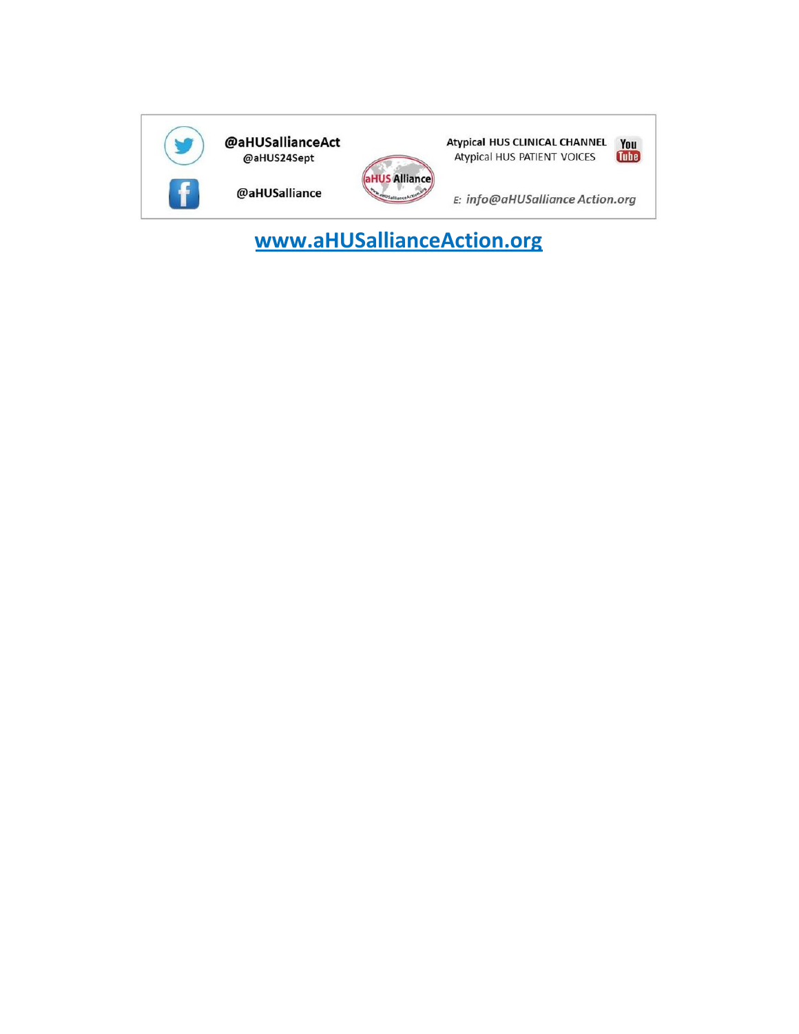@aHUSallianceAct

@aHUS24Sept

@aHUSalliance

aHUS Alliance

Atypical HUS CLINICAL CHANNEL

Atypical HUS PATIENT VOICES

E: info@aHUSalliance Action.org

**www.aHUSallianceAction.org**